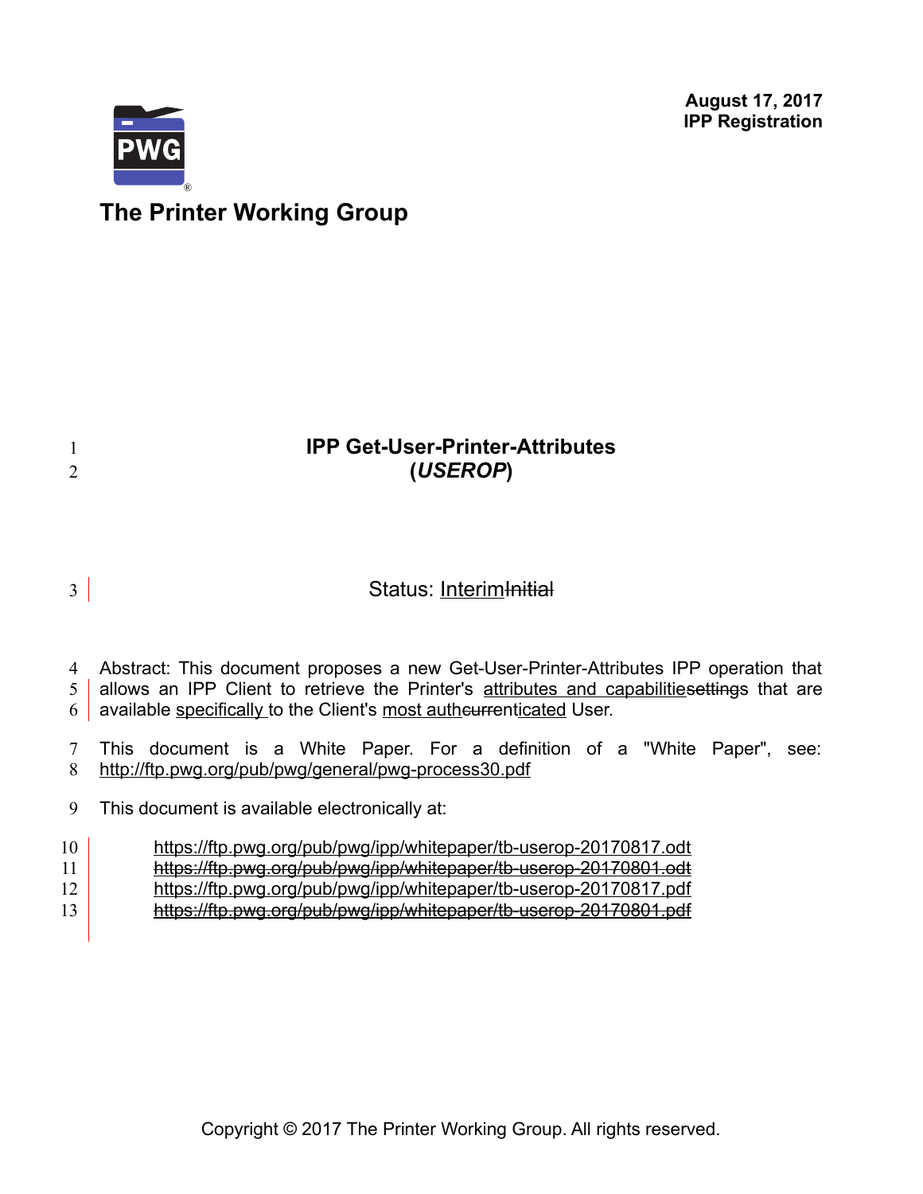**August 17, 2017**
**IPP Registration**

**The Printer Working Group**

# IPP Get-User-Printer-Attributes (*USEROP*)

Status: Interim~~Initial~~

Abstract: This document proposes a new Get-User-Printer-Attributes IPP operation that allows an IPP Client to retrieve the Printer's attributes and capabilitie~~setting~~s that are available specifically to the Client's most auth~~curr~~enticated User.

This document is a White Paper. For a definition of a "White Paper", see: http://ftp.pwg.org/pub/pwg/general/pwg-process30.pdf

This document is available electronically at:

https://ftp.pwg.org/pub/pwg/ipp/whitepaper/tb-userop-20170817.odt
~~https://ftp.pwg.org/pub/pwg/ipp/whitepaper/tb-userop-20170801.odt~~
https://ftp.pwg.org/pub/pwg/ipp/whitepaper/tb-userop-20170817.pdf
~~https://ftp.pwg.org/pub/pwg/ipp/whitepaper/tb-userop-20170801.pdf~~

Copyright © 2017 The Printer Working Group. All rights reserved.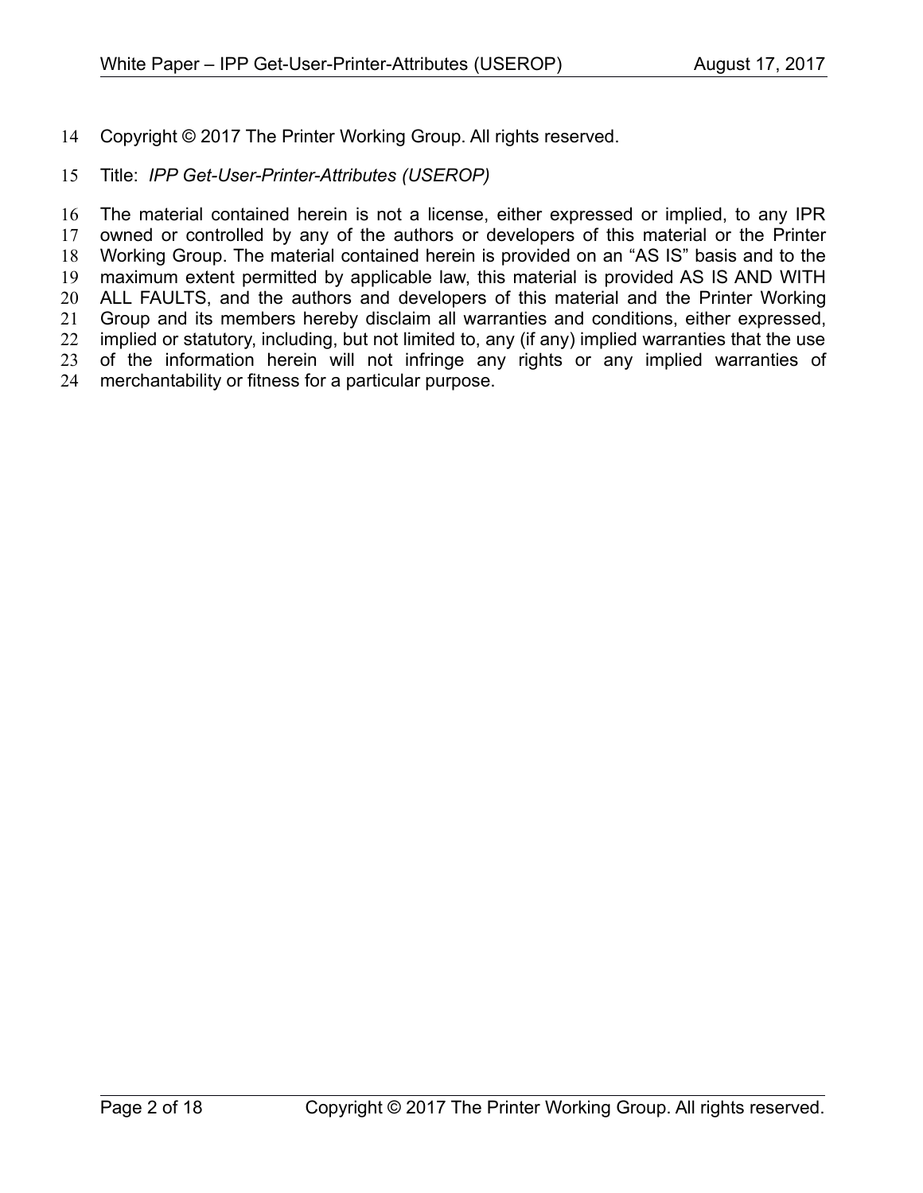Copyright © 2017 The Printer Working Group. All rights reserved.

Title: *IPP Get-User-Printer-Attributes (USEROP)*

The material contained herein is not a license, either expressed or implied, to any IPR owned or controlled by any of the authors or developers of this material or the Printer Working Group. The material contained herein is provided on an “AS IS” basis and to the maximum extent permitted by applicable law, this material is provided AS IS AND WITH ALL FAULTS, and the authors and developers of this material and the Printer Working Group and its members hereby disclaim all warranties and conditions, either expressed, implied or statutory, including, but not limited to, any (if any) implied warranties that the use of the information herein will not infringe any rights or any implied warranties of merchantability or fitness for a particular purpose.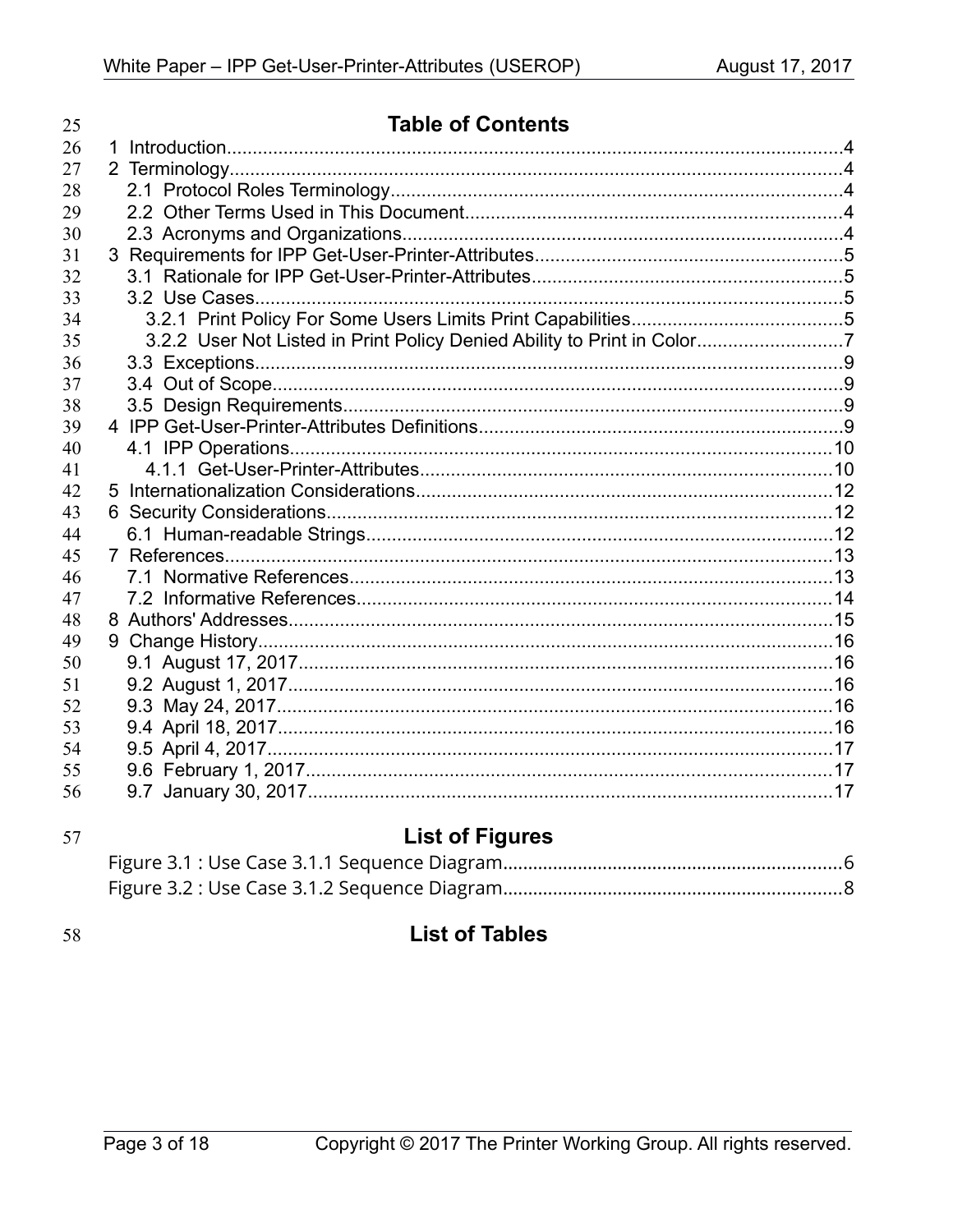# Table of Contents

1 Introduction....4
2 Terminology....4
  2.1 Protocol Roles Terminology....4
  2.2 Other Terms Used in This Document....4
  2.3 Acronyms and Organizations....4
3 Requirements for IPP Get-User-Printer-Attributes....5
  3.1 Rationale for IPP Get-User-Printer-Attributes....5
  3.2 Use Cases....5
    3.2.1 Print Policy For Some Users Limits Print Capabilities....5
    3.2.2 User Not Listed in Print Policy Denied Ability to Print in Color....7
  3.3 Exceptions....9
  3.4 Out of Scope....9
  3.5 Design Requirements....9
4 IPP Get-User-Printer-Attributes Definitions....9
  4.1 IPP Operations....10
    4.1.1 Get-User-Printer-Attributes....10
5 Internationalization Considerations....12
6 Security Considerations....12
  6.1 Human-readable Strings....12
7 References....13
  7.1 Normative References....13
  7.2 Informative References....14
8 Authors' Addresses....15
9 Change History....16
  9.1 August 17, 2017....16
  9.2 August 1, 2017....16
  9.3 May 24, 2017....16
  9.4 April 18, 2017....16
  9.5 April 4, 2017....17
  9.6 February 1, 2017....17
  9.7 January 30, 2017....17

# List of Figures

Figure 3.1 : Use Case 3.1.1 Sequence Diagram....6
Figure 3.2 : Use Case 3.1.2 Sequence Diagram....8

# List of Tables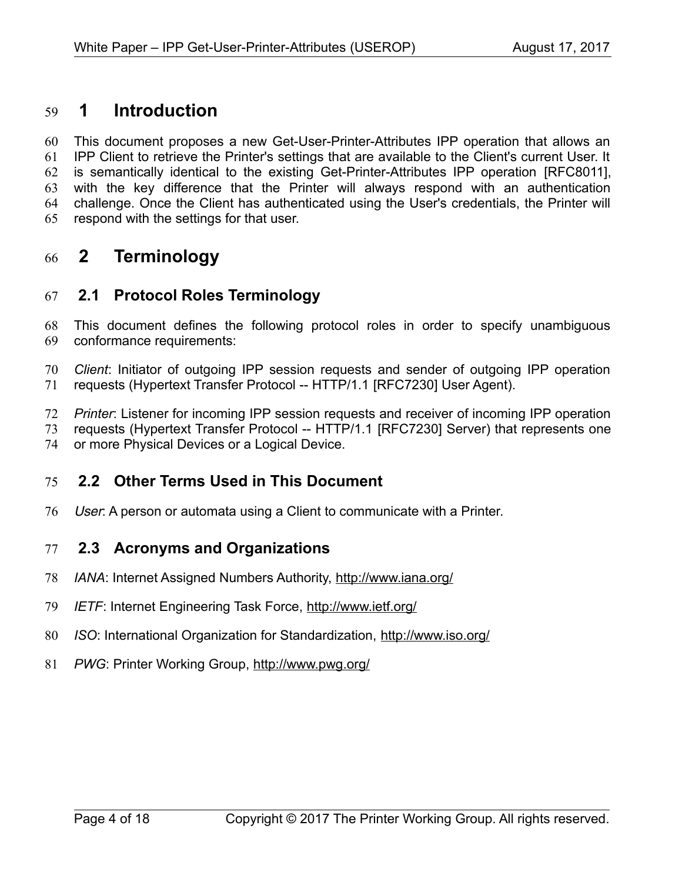# 1 Introduction

This document proposes a new Get-User-Printer-Attributes IPP operation that allows an IPP Client to retrieve the Printer's settings that are available to the Client's current User. It is semantically identical to the existing Get-Printer-Attributes IPP operation [RFC8011], with the key difference that the Printer will always respond with an authentication challenge. Once the Client has authenticated using the User's credentials, the Printer will respond with the settings for that user.

# 2 Terminology

## 2.1 Protocol Roles Terminology

This document defines the following protocol roles in order to specify unambiguous conformance requirements:

*Client*: Initiator of outgoing IPP session requests and sender of outgoing IPP operation requests (Hypertext Transfer Protocol -- HTTP/1.1 [RFC7230] User Agent).

*Printer*: Listener for incoming IPP session requests and receiver of incoming IPP operation requests (Hypertext Transfer Protocol -- HTTP/1.1 [RFC7230] Server) that represents one or more Physical Devices or a Logical Device.

## 2.2 Other Terms Used in This Document

*User*: A person or automata using a Client to communicate with a Printer.

## 2.3 Acronyms and Organizations

*IANA*: Internet Assigned Numbers Authority, http://www.iana.org/

*IETF*: Internet Engineering Task Force, http://www.ietf.org/

*ISO*: International Organization for Standardization, http://www.iso.org/

*PWG*: Printer Working Group, http://www.pwg.org/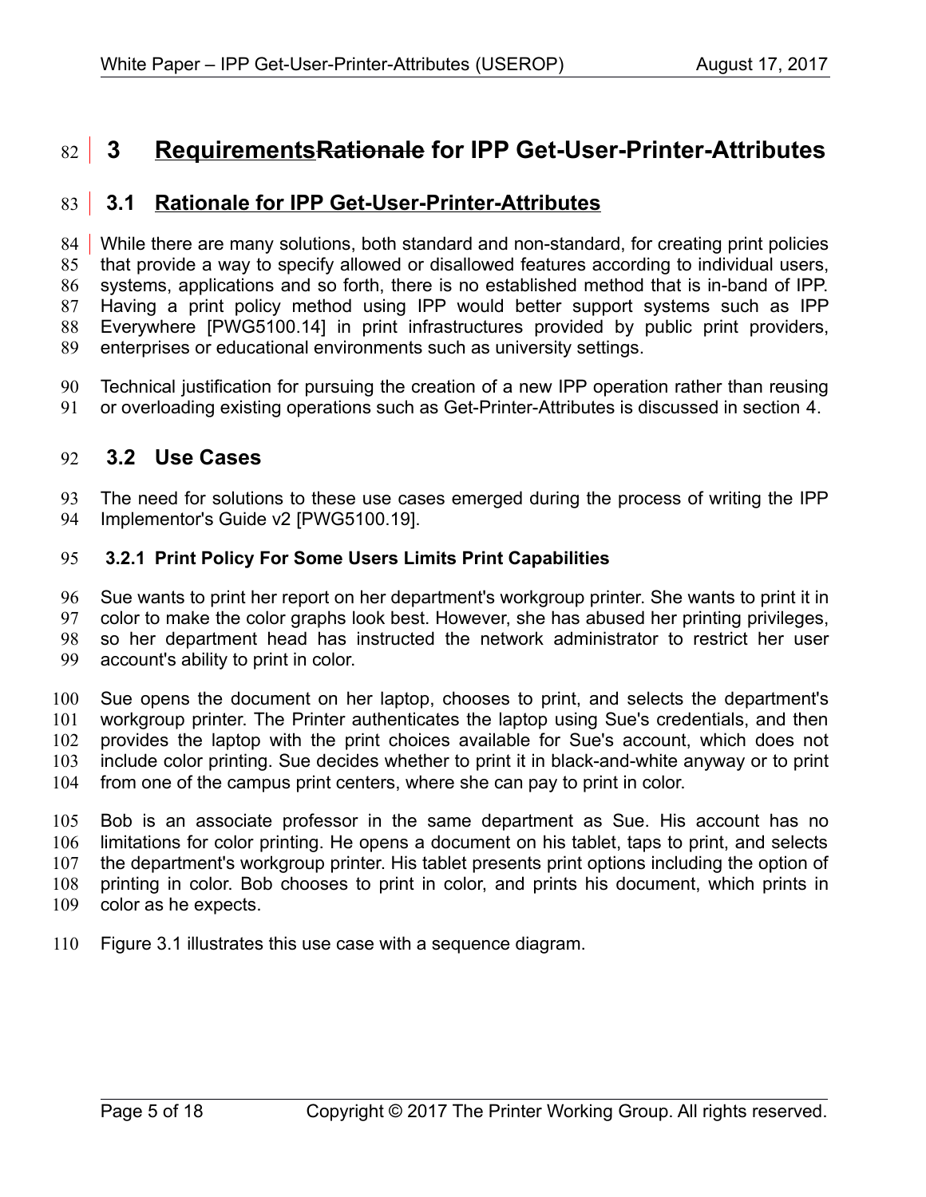# 3 ~~Rationale~~ Requirements for IPP Get-User-Printer-Attributes

## 3.1 Rationale for IPP Get-User-Printer-Attributes

While there are many solutions, both standard and non-standard, for creating print policies that provide a way to specify allowed or disallowed features according to individual users, systems, applications and so forth, there is no established method that is in-band of IPP. Having a print policy method using IPP would better support systems such as IPP Everywhere [PWG5100.14] in print infrastructures provided by public print providers, enterprises or educational environments such as university settings.

Technical justification for pursuing the creation of a new IPP operation rather than reusing or overloading existing operations such as Get-Printer-Attributes is discussed in section 4.

## 3.2 Use Cases

The need for solutions to these use cases emerged during the process of writing the IPP Implementor's Guide v2 [PWG5100.19].

### 3.2.1 Print Policy For Some Users Limits Print Capabilities

Sue wants to print her report on her department's workgroup printer. She wants to print it in color to make the color graphs look best. However, she has abused her printing privileges, so her department head has instructed the network administrator to restrict her user account's ability to print in color.

Sue opens the document on her laptop, chooses to print, and selects the department's workgroup printer. The Printer authenticates the laptop using Sue's credentials, and then provides the laptop with the print choices available for Sue's account, which does not include color printing. Sue decides whether to print it in black-and-white anyway or to print from one of the campus print centers, where she can pay to print in color.

Bob is an associate professor in the same department as Sue. His account has no limitations for color printing. He opens a document on his tablet, taps to print, and selects the department's workgroup printer. His tablet presents print options including the option of printing in color. Bob chooses to print in color, and prints his document, which prints in color as he expects.

Figure 3.1 illustrates this use case with a sequence diagram.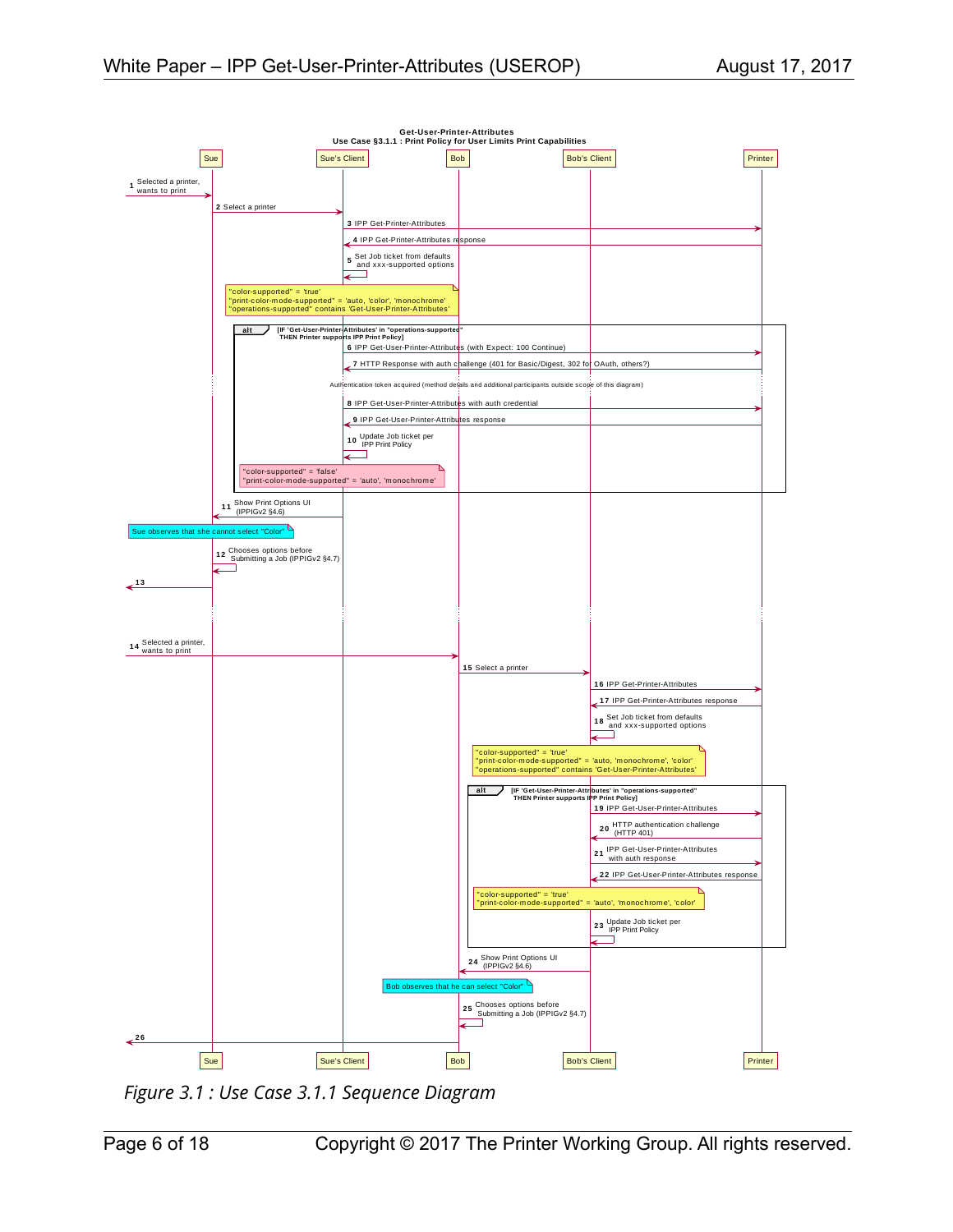**Get-User-Printer-Attributes**
**Use Case §3.1.1 : Print Policy for User Limits Print Capabilities**

Participants: Sue | Sue's Client | Bob | Bob's Client | Printer

1 Selected a printer, wants to print
2 Select a printer
3 IPP Get-Printer-Attributes
4 IPP Get-Printer-Attributes response
5 Set Job ticket from defaults and xxx-supported options

"color-supported" = 'true'
"print-color-mode-supported" = 'auto, 'color', 'monochrome'
"operations-supported" contains 'Get-User-Printer-Attributes'

**alt** [IF 'Get-User-Printer-Attributes' in "operations-supported" THEN Printer supports IPP Print Policy]

6 IPP Get-User-Printer-Attributes (with Expect: 100 Continue)
7 HTTP Response with auth challenge (401 for Basic/Digest, 302 for OAuth, others?)

Authentication token acquired (method details and additional participants outside scope of this diagram)

8 IPP Get-User-Printer-Attributes with auth credential
9 IPP Get-User-Printer-Attributes response
10 Update Job ticket per IPP Print Policy

"color-supported" = 'false'
"print-color-mode-supported" = 'auto', 'monochrome'

11 Show Print Options UI (IPPIGv2 §4.6)

Sue observes that she cannot select "Color"

12 Chooses options before Submitting a Job (IPPIGv2 §4.7)
13

14 Selected a printer, wants to print
15 Select a printer
16 IPP Get-Printer-Attributes
17 IPP Get-Printer-Attributes response
18 Set Job ticket from defaults and xxx-supported options

"color-supported" = 'true'
"print-color-mode-supported" = 'auto, 'monochrome', 'color'
"operations-supported" contains 'Get-User-Printer-Attributes'

**alt** [IF 'Get-User-Printer-Attributes' in "operations-supported" THEN Printer supports IPP Print Policy]

19 IPP Get-User-Printer-Attributes
20 HTTP authentication challenge (HTTP 401)
21 IPP Get-User-Printer-Attributes with auth response
22 IPP Get-User-Printer-Attributes response

"color-supported" = 'true'
"print-color-mode-supported" = 'auto', 'monochrome', 'color'

23 Update Job ticket per IPP Print Policy

24 Show Print Options UI (IPPIGv2 §4.6)

Bob observes that he can select "Color"

25 Chooses options before Submitting a Job (IPPIGv2 §4.7)
26

*Figure 3.1 : Use Case 3.1.1 Sequence Diagram*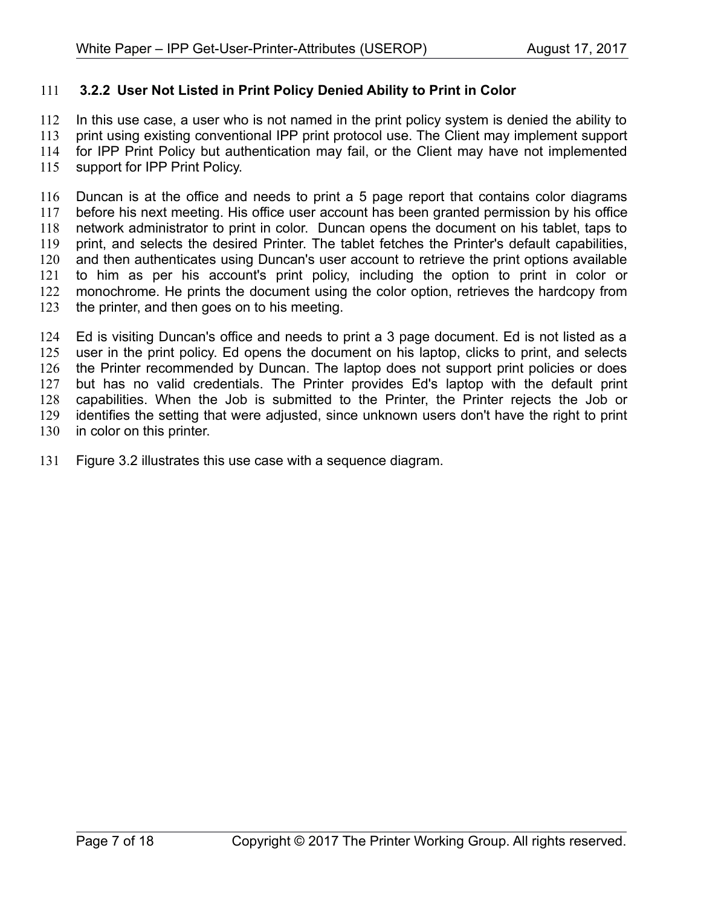### 3.2.2 User Not Listed in Print Policy Denied Ability to Print in Color

In this use case, a user who is not named in the print policy system is denied the ability to print using existing conventional IPP print protocol use. The Client may implement support for IPP Print Policy but authentication may fail, or the Client may have not implemented support for IPP Print Policy.

Duncan is at the office and needs to print a 5 page report that contains color diagrams before his next meeting. His office user account has been granted permission by his office network administrator to print in color. Duncan opens the document on his tablet, taps to print, and selects the desired Printer. The tablet fetches the Printer's default capabilities, and then authenticates using Duncan's user account to retrieve the print options available to him as per his account's print policy, including the option to print in color or monochrome. He prints the document using the color option, retrieves the hardcopy from the printer, and then goes on to his meeting.

Ed is visiting Duncan's office and needs to print a 3 page document. Ed is not listed as a user in the print policy. Ed opens the document on his laptop, clicks to print, and selects the Printer recommended by Duncan. The laptop does not support print policies or does but has no valid credentials. The Printer provides Ed's laptop with the default print capabilities. When the Job is submitted to the Printer, the Printer rejects the Job or identifies the setting that were adjusted, since unknown users don't have the right to print in color on this printer.

Figure 3.2 illustrates this use case with a sequence diagram.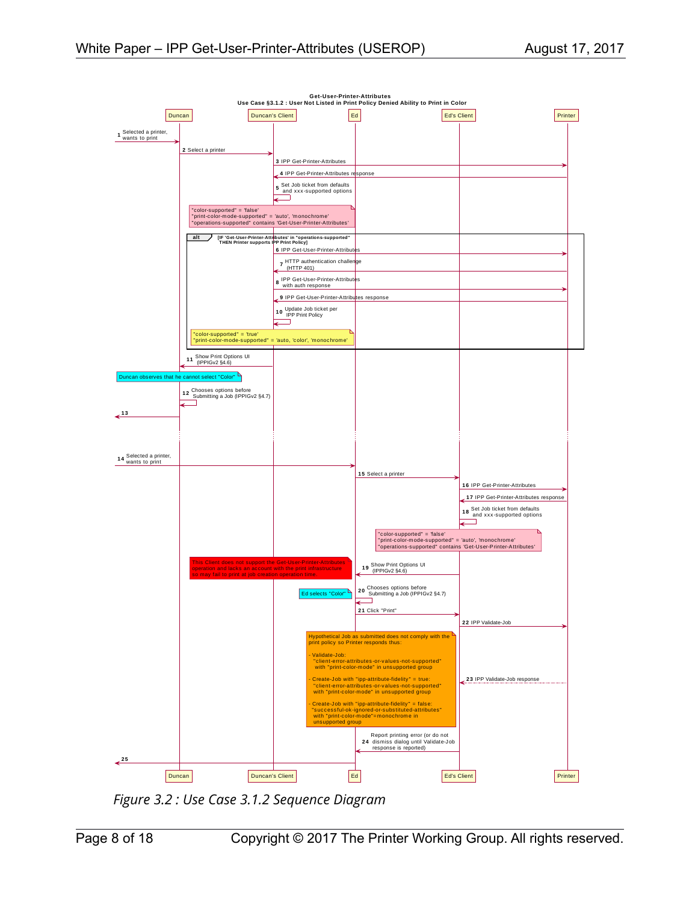**Get-User-Printer-Attributes**
**Use Case §3.1.2 : User Not Listed in Print Policy Denied Ability to Print in Color**

Participants: Duncan | Duncan's Client | Ed | Ed's Client | Printer

1. Selected a printer, wants to print (→ Duncan)
2. Select a printer (Duncan → Duncan's Client)
3. IPP Get-Printer-Attributes (Duncan's Client → Printer)
4. IPP Get-Printer-Attributes response (Printer → Duncan's Client)
5. Set Job ticket from defaults and xxx-supported options (Duncan's Client → Duncan's Client)

Note: "color-supported" = 'false'
"print-color-mode-supported" = 'auto', 'monochrome'
"operations-supported" contains 'Get-User-Printer-Attributes'

**alt** [IF 'Get-User-Printer-Attributes' in "operations-supported" THEN Printer supports IPP Print Policy]

6. IPP Get-User-Printer-Attributes (Duncan's Client → Printer)
7. HTTP authentication challenge (HTTP 401) (Printer → Duncan's Client)
8. IPP Get-User-Printer-Attributes with auth response (Duncan's Client → Printer)
9. IPP Get-User-Printer-Attributes response (Printer → Duncan's Client)
10. Update Job ticket per IPP Print Policy (Duncan's Client → Duncan's Client)

Note: "color-supported" = 'true'
"print-color-mode-supported" = 'auto, 'color', 'monochrome'

11. Show Print Options UI (IPPIGv2 §4.6) (Duncan's Client → Duncan)

Note: Duncan observes that he cannot select "Color"

12. Chooses options before Submitting a Job (IPPIGv2 §4.7) (Duncan → Duncan)
13. (Duncan →)

14. Selected a printer, wants to print (→ Ed)
15. Select a printer (Ed → Ed's Client)
16. IPP Get-Printer-Attributes (Ed's Client → Printer)
17. IPP Get-Printer-Attributes response (Printer → Ed's Client)
18. Set Job ticket from defaults and xxx-supported options (Ed's Client → Ed's Client)

Note: "color-supported" = 'false'
"print-color-mode-supported" = 'auto', 'monochrome'
"operations-supported" contains 'Get-User-Printer-Attributes'

Note: This Client does not support the Get-User-Printer-Attributes operation and lacks an account with the print infrastructure so may fail to print at job creation operation time.

19. Show Print Options UI (IPPIGv2 §4.6) (Ed's Client → Ed)
20. Chooses options before Submitting a Job (IPPIGv2 §4.7) (Ed → Ed)

Note: Ed selects "Color"

21. Click "Print" (Ed → Ed's Client)
22. IPP Validate-Job (Ed's Client → Printer)

Note: Hypothetical Job as submitted does not comply with the print policy so Printer responds thus:

- Validate-Job: "client-error-attributes-or-values-not-supported" with "print-color-mode" in unsupported group
- Create-Job with "ipp-attribute-fidelity" = true: "client-error-attributes-or-values-not-supported" with "print-color-mode" in unsupported group
- Create-Job with "ipp-attribute-fidelity" = false: "successful-ok-ignored-or-substituted-attributes" with "print-color-mode"=monochrome in unsupported group

23. IPP Validate-Job response (Printer → Ed's Client)
24. Report printing error (or do not dismiss dialog until Validate-Job response is reported) (Ed's Client → Ed)
25. (Ed →)

*Figure 3.2 : Use Case 3.1.2 Sequence Diagram*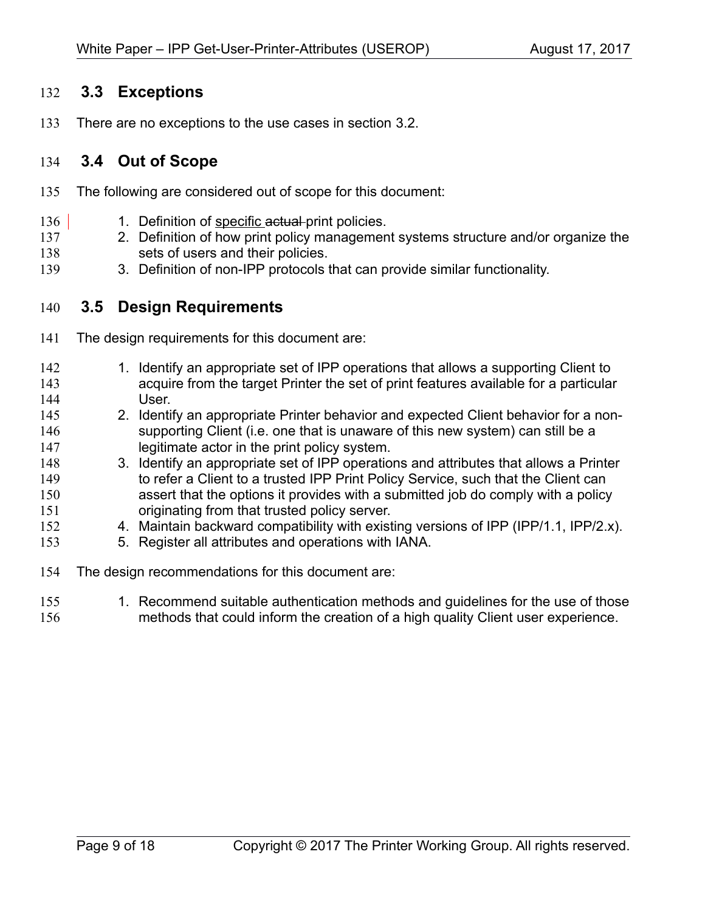## 3.3 Exceptions

There are no exceptions to the use cases in section 3.2.

## 3.4 Out of Scope

The following are considered out of scope for this document:

1. Definition of specific ~~actual~~ print policies.
2. Definition of how print policy management systems structure and/or organize the sets of users and their policies.
3. Definition of non-IPP protocols that can provide similar functionality.

## 3.5 Design Requirements

The design requirements for this document are:

1. Identify an appropriate set of IPP operations that allows a supporting Client to acquire from the target Printer the set of print features available for a particular User.
2. Identify an appropriate Printer behavior and expected Client behavior for a non-supporting Client (i.e. one that is unaware of this new system) can still be a legitimate actor in the print policy system.
3. Identify an appropriate set of IPP operations and attributes that allows a Printer to refer a Client to a trusted IPP Print Policy Service, such that the Client can assert that the options it provides with a submitted job do comply with a policy originating from that trusted policy server.
4. Maintain backward compatibility with existing versions of IPP (IPP/1.1, IPP/2.x).
5. Register all attributes and operations with IANA.

The design recommendations for this document are:

1. Recommend suitable authentication methods and guidelines for the use of those methods that could inform the creation of a high quality Client user experience.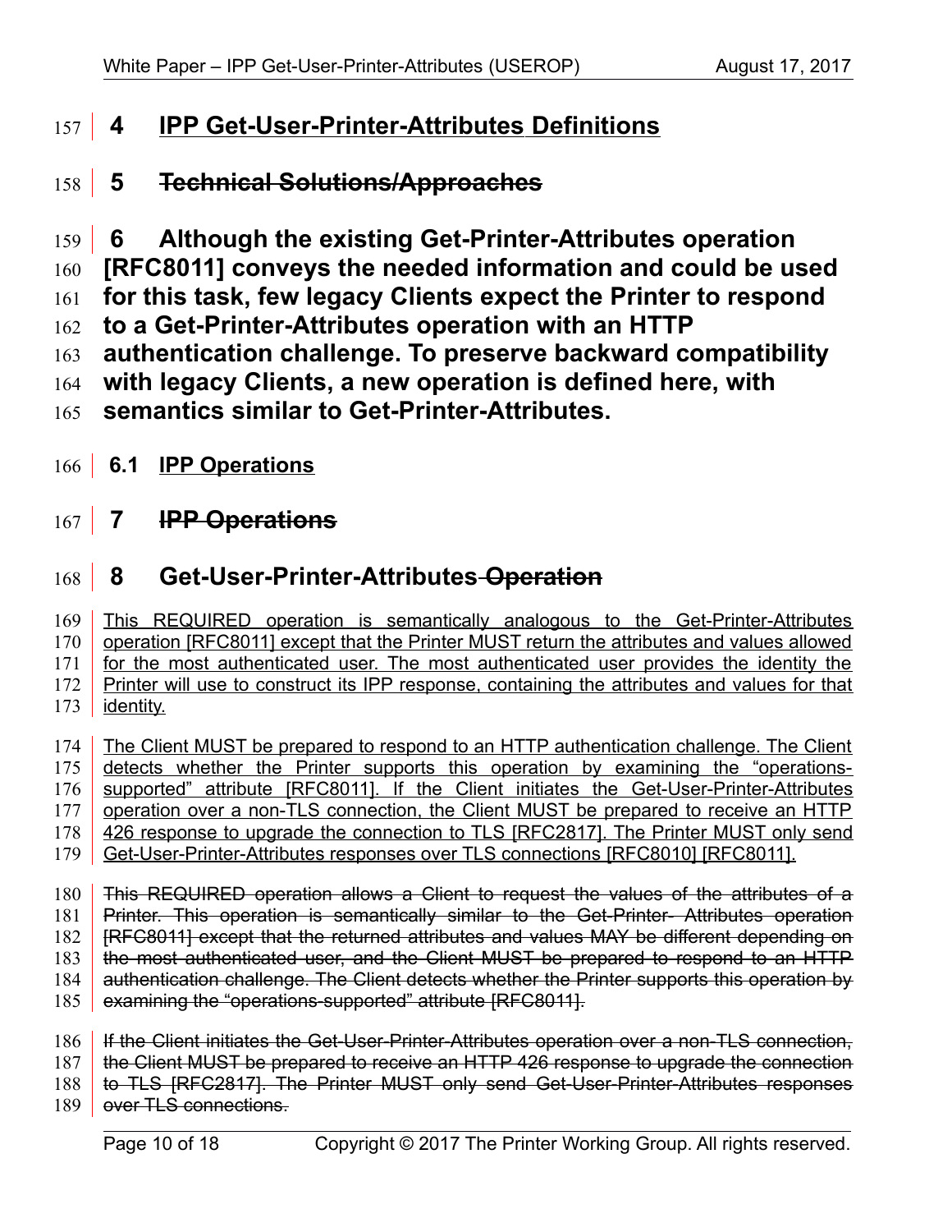# 4 IPP Get-User-Printer-Attributes Definitions

# 5 ~~Technical Solutions/Approaches~~

# 6 Although the existing Get-Printer-Attributes operation [RFC8011] conveys the needed information and could be used for this task, few legacy Clients expect the Printer to respond to a Get-Printer-Attributes operation with an HTTP authentication challenge. To preserve backward compatibility with legacy Clients, a new operation is defined here, with semantics similar to Get-Printer-Attributes.

## 6.1 IPP Operations

# 7 ~~IPP Operations~~

# 8 Get-User-Printer-Attributes ~~Operation~~

This REQUIRED operation is semantically analogous to the Get-Printer-Attributes operation [RFC8011] except that the Printer MUST return the attributes and values allowed for the most authenticated user. The most authenticated user provides the identity the Printer will use to construct its IPP response, containing the attributes and values for that identity.

The Client MUST be prepared to respond to an HTTP authentication challenge. The Client detects whether the Printer supports this operation by examining the "operations-supported" attribute [RFC8011]. If the Client initiates the Get-User-Printer-Attributes operation over a non-TLS connection, the Client MUST be prepared to receive an HTTP 426 response to upgrade the connection to TLS [RFC2817]. The Printer MUST only send Get-User-Printer-Attributes responses over TLS connections [RFC8010] [RFC8011].

~~This REQUIRED operation allows a Client to request the values of the attributes of a Printer. This operation is semantically similar to the Get-Printer- Attributes operation [RFC8011] except that the returned attributes and values MAY be different depending on the most authenticated user, and the Client MUST be prepared to respond to an HTTP authentication challenge. The Client detects whether the Printer supports this operation by examining the "operations-supported" attribute [RFC8011].~~

~~If the Client initiates the Get-User-Printer-Attributes operation over a non-TLS connection, the Client MUST be prepared to receive an HTTP 426 response to upgrade the connection to TLS [RFC2817]. The Printer MUST only send Get-User-Printer-Attributes responses over TLS connections.~~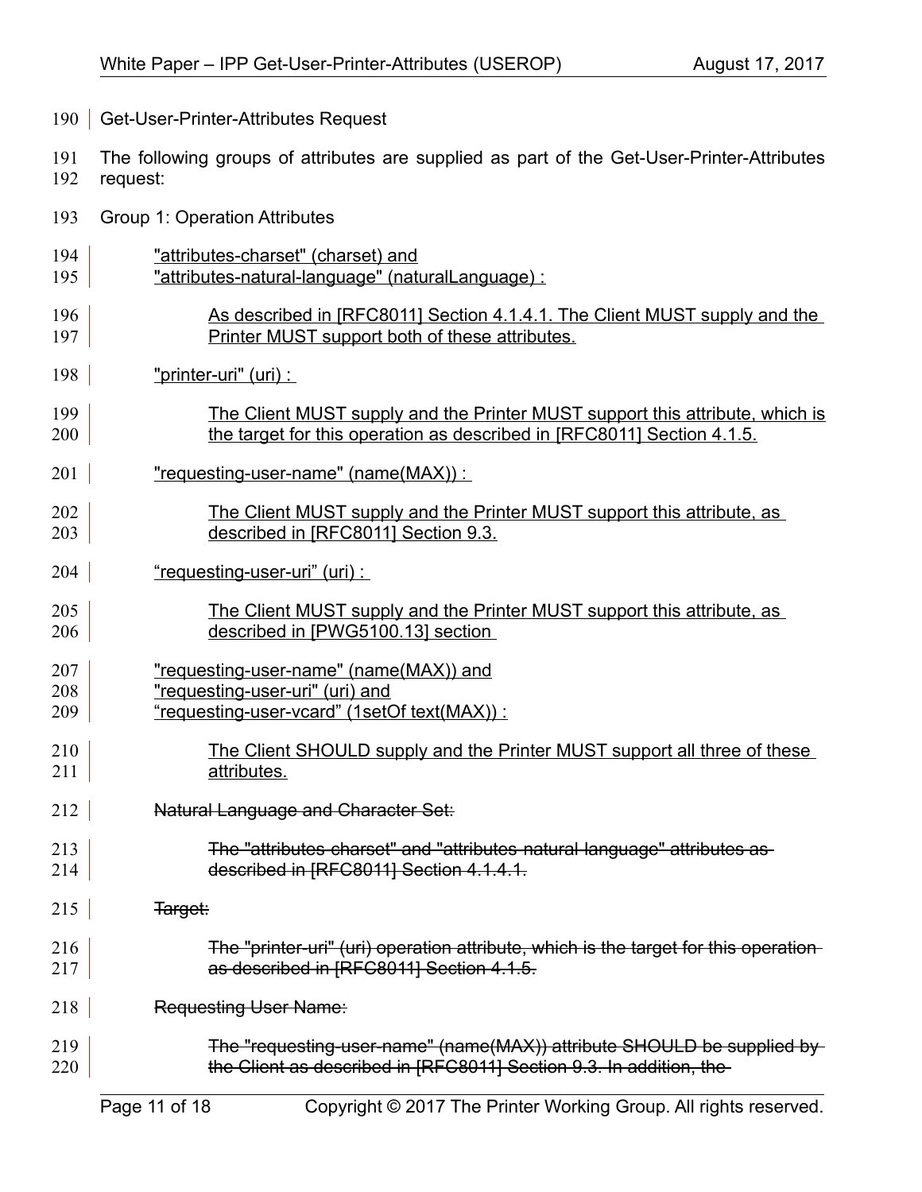Get-User-Printer-Attributes Request

The following groups of attributes are supplied as part of the Get-User-Printer-Attributes request:

Group 1: Operation Attributes

"attributes-charset" (charset) and
"attributes-natural-language" (naturalLanguage) :

As described in [RFC8011] Section 4.1.4.1. The Client MUST supply and the Printer MUST support both of these attributes.

"printer-uri" (uri) :

The Client MUST supply and the Printer MUST support this attribute, which is the target for this operation as described in [RFC8011] Section 4.1.5.

"requesting-user-name" (name(MAX)) :

The Client MUST supply and the Printer MUST support this attribute, as described in [RFC8011] Section 9.3.

“requesting-user-uri” (uri) :

The Client MUST supply and the Printer MUST support this attribute, as described in [PWG5100.13] section

"requesting-user-name" (name(MAX)) and
"requesting-user-uri" (uri) and
“requesting-user-vcard” (1setOf text(MAX)) :

The Client SHOULD supply and the Printer MUST support all three of these attributes.

~~Natural Language and Character Set:~~

~~The "attributes-charset" and "attributes-natural-language" attributes as described in [RFC8011] Section 4.1.4.1.~~

~~Target:~~

~~The "printer-uri" (uri) operation attribute, which is the target for this operation as described in [RFC8011] Section 4.1.5.~~

~~Requesting User Name:~~

~~The "requesting-user-name" (name(MAX)) attribute SHOULD be supplied by the Client as described in [RFC8011] Section 9.3. In addition, the~~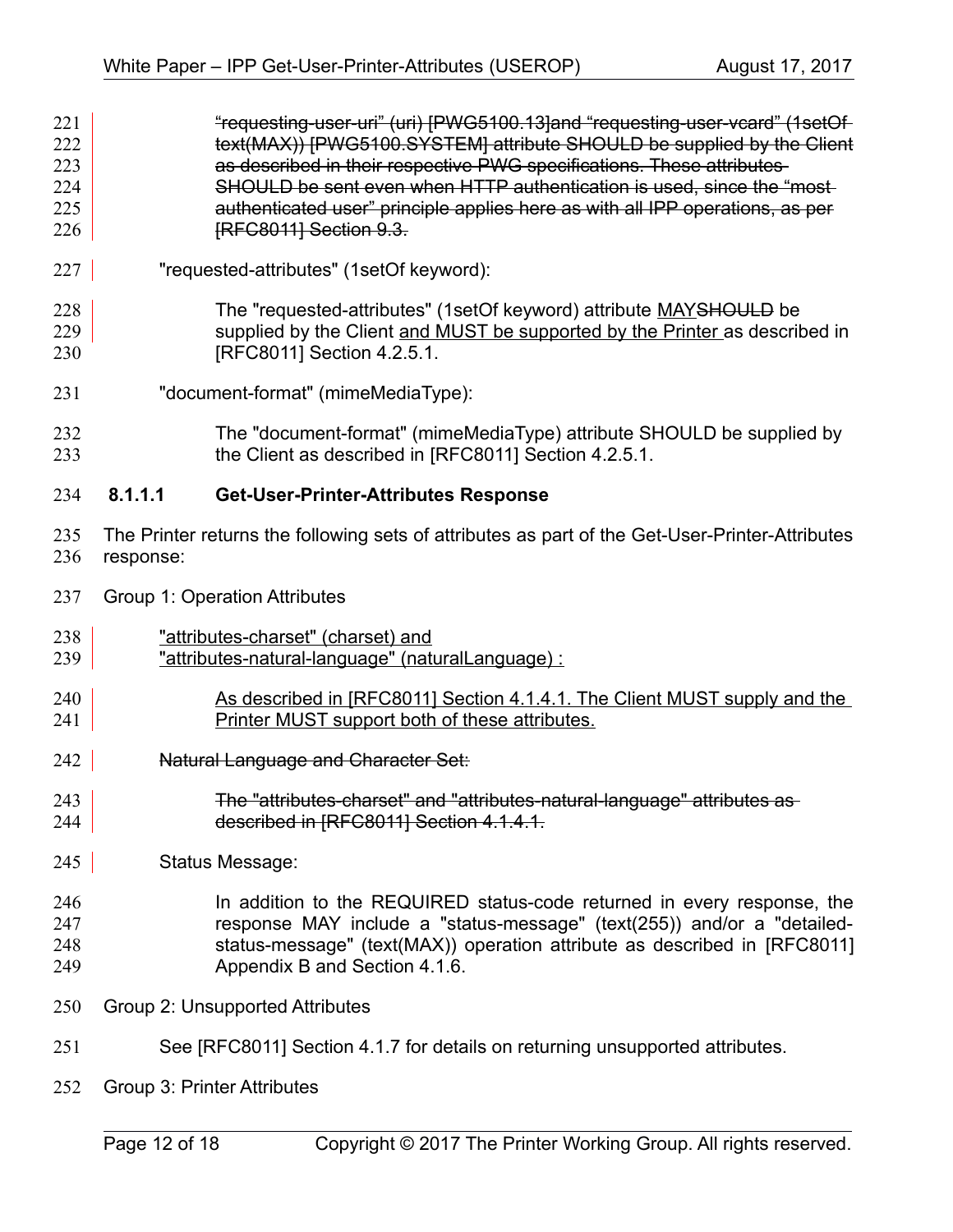~~"requesting-user-uri" (uri) [PWG5100.13]and "requesting-user-vcard" (1setOf text(MAX)) [PWG5100.SYSTEM] attribute SHOULD be supplied by the Client as described in their respective PWG specifications. These attributes SHOULD be sent even when HTTP authentication is used, since the "most authenticated user" principle applies here as with all IPP operations, as per [RFC8011] Section 9.3.~~

"requested-attributes" (1setOf keyword):

The "requested-attributes" (1setOf keyword) attribute <u>MAY</u>~~SHOULD~~ be supplied by the Client <u>and MUST be supported by the Printer</u> as described in [RFC8011] Section 4.2.5.1.

"document-format" (mimeMediaType):

The "document-format" (mimeMediaType) attribute SHOULD be supplied by the Client as described in [RFC8011] Section 4.2.5.1.

#### 8.1.1.1 Get-User-Printer-Attributes Response

The Printer returns the following sets of attributes as part of the Get-User-Printer-Attributes response:

Group 1: Operation Attributes

<u>"attributes-charset" (charset) and</u>
<u>"attributes-natural-language" (naturalLanguage) :</u>

<u>As described in [RFC8011] Section 4.1.4.1. The Client MUST supply and the Printer MUST support both of these attributes.</u>

~~Natural Language and Character Set:~~

~~The "attributes-charset" and "attributes-natural-language" attributes as described in [RFC8011] Section 4.1.4.1.~~

Status Message:

In addition to the REQUIRED status-code returned in every response, the response MAY include a "status-message" (text(255)) and/or a "detailed-status-message" (text(MAX)) operation attribute as described in [RFC8011] Appendix B and Section 4.1.6.

Group 2: Unsupported Attributes

See [RFC8011] Section 4.1.7 for details on returning unsupported attributes.

Group 3: Printer Attributes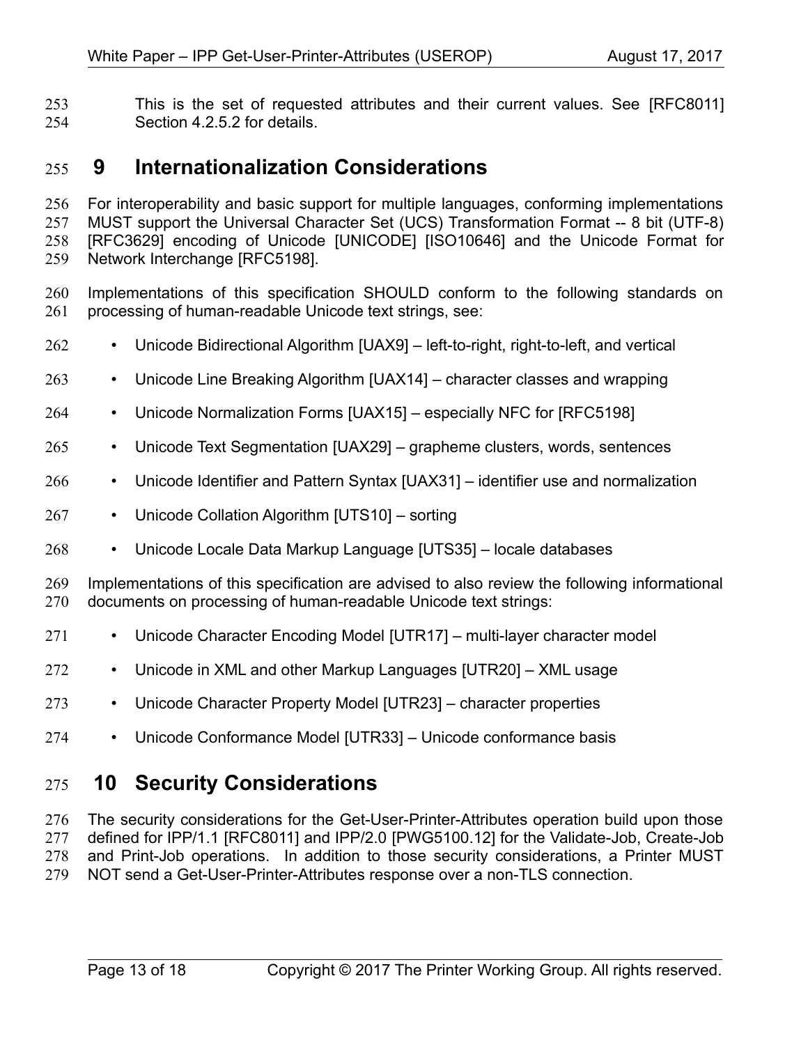This is the set of requested attributes and their current values. See [RFC8011] Section 4.2.5.2 for details.

# 9 Internationalization Considerations

For interoperability and basic support for multiple languages, conforming implementations MUST support the Universal Character Set (UCS) Transformation Format -- 8 bit (UTF-8) [RFC3629] encoding of Unicode [UNICODE] [ISO10646] and the Unicode Format for Network Interchange [RFC5198].

Implementations of this specification SHOULD conform to the following standards on processing of human-readable Unicode text strings, see:

- Unicode Bidirectional Algorithm [UAX9] – left-to-right, right-to-left, and vertical
- Unicode Line Breaking Algorithm [UAX14] – character classes and wrapping
- Unicode Normalization Forms [UAX15] – especially NFC for [RFC5198]
- Unicode Text Segmentation [UAX29] – grapheme clusters, words, sentences
- Unicode Identifier and Pattern Syntax [UAX31] – identifier use and normalization
- Unicode Collation Algorithm [UTS10] – sorting
- Unicode Locale Data Markup Language [UTS35] – locale databases

Implementations of this specification are advised to also review the following informational documents on processing of human-readable Unicode text strings:

- Unicode Character Encoding Model [UTR17] – multi-layer character model
- Unicode in XML and other Markup Languages [UTR20] – XML usage
- Unicode Character Property Model [UTR23] – character properties
- Unicode Conformance Model [UTR33] – Unicode conformance basis

# 10 Security Considerations

The security considerations for the Get-User-Printer-Attributes operation build upon those defined for IPP/1.1 [RFC8011] and IPP/2.0 [PWG5100.12] for the Validate-Job, Create-Job and Print-Job operations. In addition to those security considerations, a Printer MUST NOT send a Get-User-Printer-Attributes response over a non-TLS connection.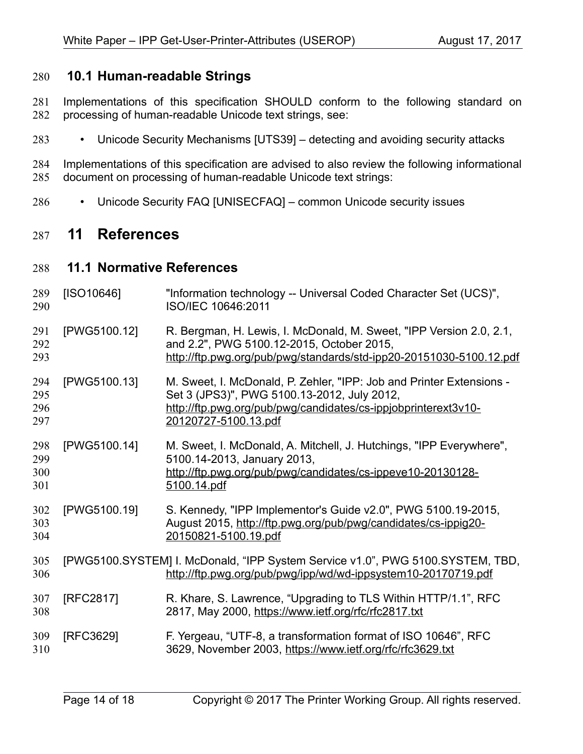## 10.1 Human-readable Strings

Implementations of this specification SHOULD conform to the following standard on processing of human-readable Unicode text strings, see:

- Unicode Security Mechanisms [UTS39] – detecting and avoiding security attacks

Implementations of this specification are advised to also review the following informational document on processing of human-readable Unicode text strings:

- Unicode Security FAQ [UNISECFAQ] – common Unicode security issues

# 11 References

## 11.1 Normative References

[ISO10646] "Information technology -- Universal Coded Character Set (UCS)", ISO/IEC 10646:2011

[PWG5100.12] R. Bergman, H. Lewis, I. McDonald, M. Sweet, "IPP Version 2.0, 2.1, and 2.2", PWG 5100.12-2015, October 2015, http://ftp.pwg.org/pub/pwg/standards/std-ipp20-20151030-5100.12.pdf

[PWG5100.13] M. Sweet, I. McDonald, P. Zehler, "IPP: Job and Printer Extensions - Set 3 (JPS3)", PWG 5100.13-2012, July 2012, http://ftp.pwg.org/pub/pwg/candidates/cs-ippjobprinterext3v10-20120727-5100.13.pdf

[PWG5100.14] M. Sweet, I. McDonald, A. Mitchell, J. Hutchings, "IPP Everywhere", 5100.14-2013, January 2013, http://ftp.pwg.org/pub/pwg/candidates/cs-ippeve10-20130128-5100.14.pdf

[PWG5100.19] S. Kennedy, "IPP Implementor's Guide v2.0", PWG 5100.19-2015, August 2015, http://ftp.pwg.org/pub/pwg/candidates/cs-ippig20-20150821-5100.19.pdf

[PWG5100.SYSTEM] I. McDonald, "IPP System Service v1.0", PWG 5100.SYSTEM, TBD, http://ftp.pwg.org/pub/pwg/ipp/wd/wd-ippsystem10-20170719.pdf

[RFC2817] R. Khare, S. Lawrence, "Upgrading to TLS Within HTTP/1.1", RFC 2817, May 2000, https://www.ietf.org/rfc/rfc2817.txt

[RFC3629] F. Yergeau, "UTF-8, a transformation format of ISO 10646", RFC 3629, November 2003, https://www.ietf.org/rfc/rfc3629.txt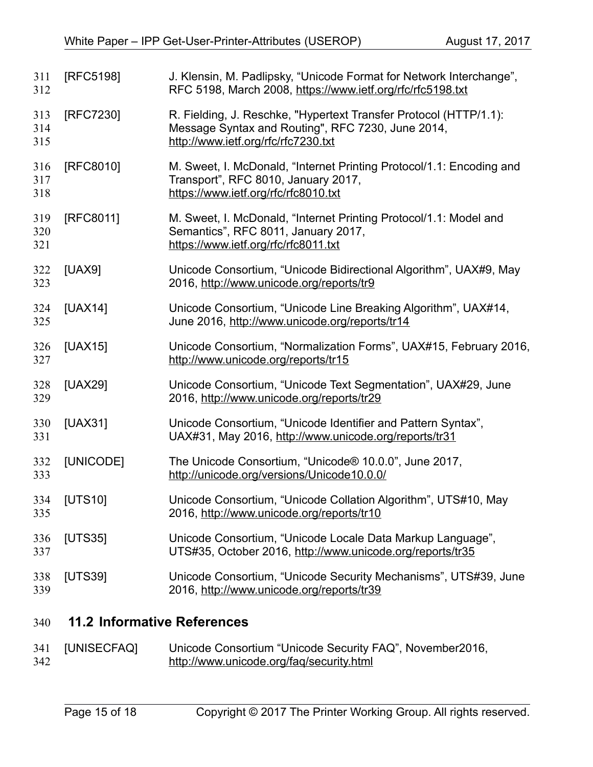[RFC5198] J. Klensin, M. Padlipsky, “Unicode Format for Network Interchange”, RFC 5198, March 2008, https://www.ietf.org/rfc/rfc5198.txt

[RFC7230] R. Fielding, J. Reschke, "Hypertext Transfer Protocol (HTTP/1.1): Message Syntax and Routing", RFC 7230, June 2014, http://www.ietf.org/rfc/rfc7230.txt

[RFC8010] M. Sweet, I. McDonald, “Internet Printing Protocol/1.1: Encoding and Transport”, RFC 8010, January 2017, https://www.ietf.org/rfc/rfc8010.txt

[RFC8011] M. Sweet, I. McDonald, “Internet Printing Protocol/1.1: Model and Semantics”, RFC 8011, January 2017, https://www.ietf.org/rfc/rfc8011.txt

[UAX9] Unicode Consortium, “Unicode Bidirectional Algorithm”, UAX#9, May 2016, http://www.unicode.org/reports/tr9

[UAX14] Unicode Consortium, “Unicode Line Breaking Algorithm”, UAX#14, June 2016, http://www.unicode.org/reports/tr14

[UAX15] Unicode Consortium, “Normalization Forms”, UAX#15, February 2016, http://www.unicode.org/reports/tr15

[UAX29] Unicode Consortium, “Unicode Text Segmentation”, UAX#29, June 2016, http://www.unicode.org/reports/tr29

[UAX31] Unicode Consortium, “Unicode Identifier and Pattern Syntax”, UAX#31, May 2016, http://www.unicode.org/reports/tr31

[UNICODE] The Unicode Consortium, “Unicode® 10.0.0”, June 2017, http://unicode.org/versions/Unicode10.0.0/

[UTS10] Unicode Consortium, “Unicode Collation Algorithm”, UTS#10, May 2016, http://www.unicode.org/reports/tr10

[UTS35] Unicode Consortium, “Unicode Locale Data Markup Language”, UTS#35, October 2016, http://www.unicode.org/reports/tr35

[UTS39] Unicode Consortium, “Unicode Security Mechanisms”, UTS#39, June 2016, http://www.unicode.org/reports/tr39

## 11.2 Informative References

[UNISECFAQ] Unicode Consortium “Unicode Security FAQ”, November2016, http://www.unicode.org/faq/security.html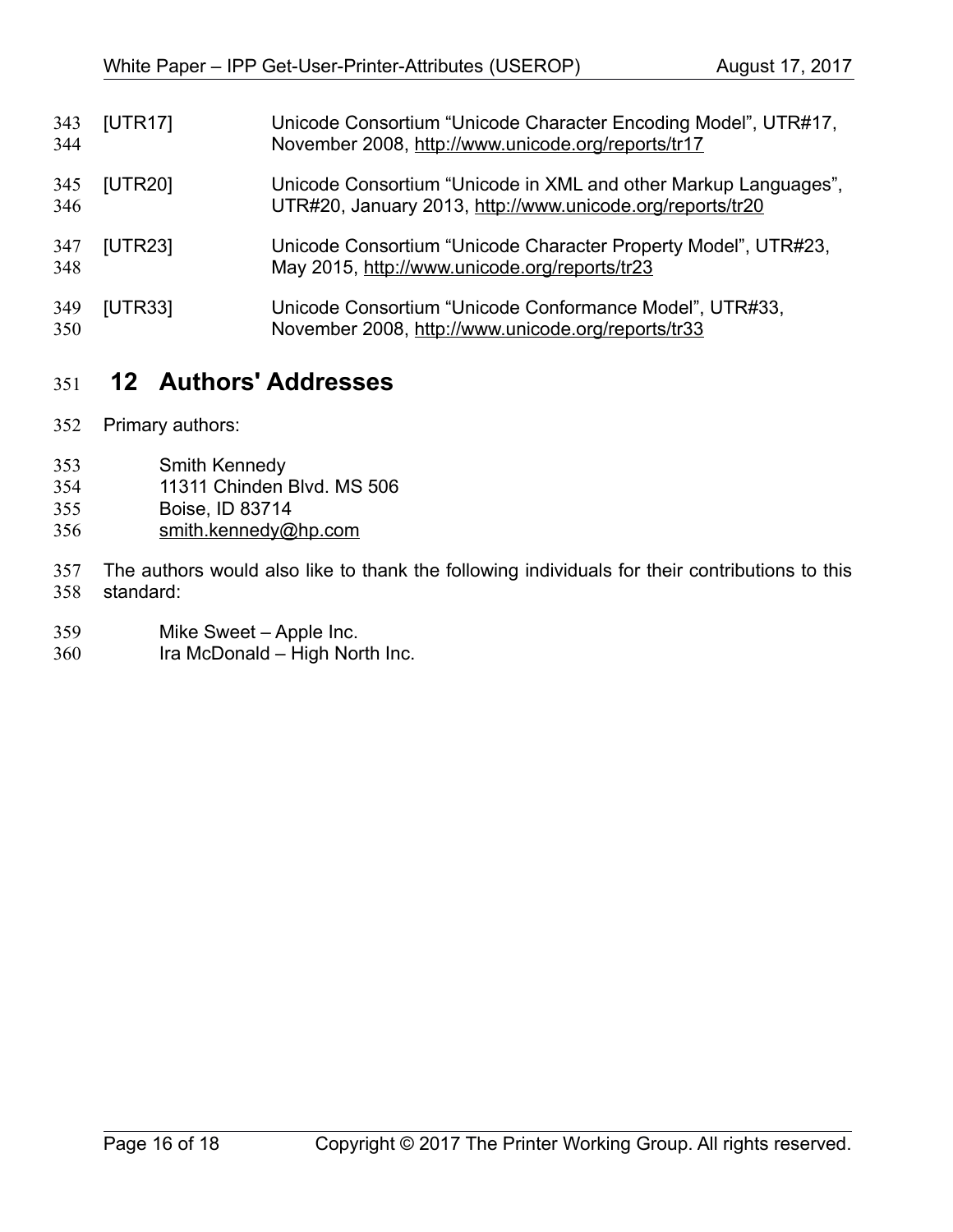[UTR17] Unicode Consortium "Unicode Character Encoding Model", UTR#17, November 2008, http://www.unicode.org/reports/tr17

[UTR20] Unicode Consortium "Unicode in XML and other Markup Languages", UTR#20, January 2013, http://www.unicode.org/reports/tr20

[UTR23] Unicode Consortium "Unicode Character Property Model", UTR#23, May 2015, http://www.unicode.org/reports/tr23

[UTR33] Unicode Consortium "Unicode Conformance Model", UTR#33, November 2008, http://www.unicode.org/reports/tr33

# 12 Authors' Addresses

Primary authors:

Smith Kennedy
11311 Chinden Blvd. MS 506
Boise, ID 83714
smith.kennedy@hp.com

The authors would also like to thank the following individuals for their contributions to this standard:

Mike Sweet – Apple Inc.
Ira McDonald – High North Inc.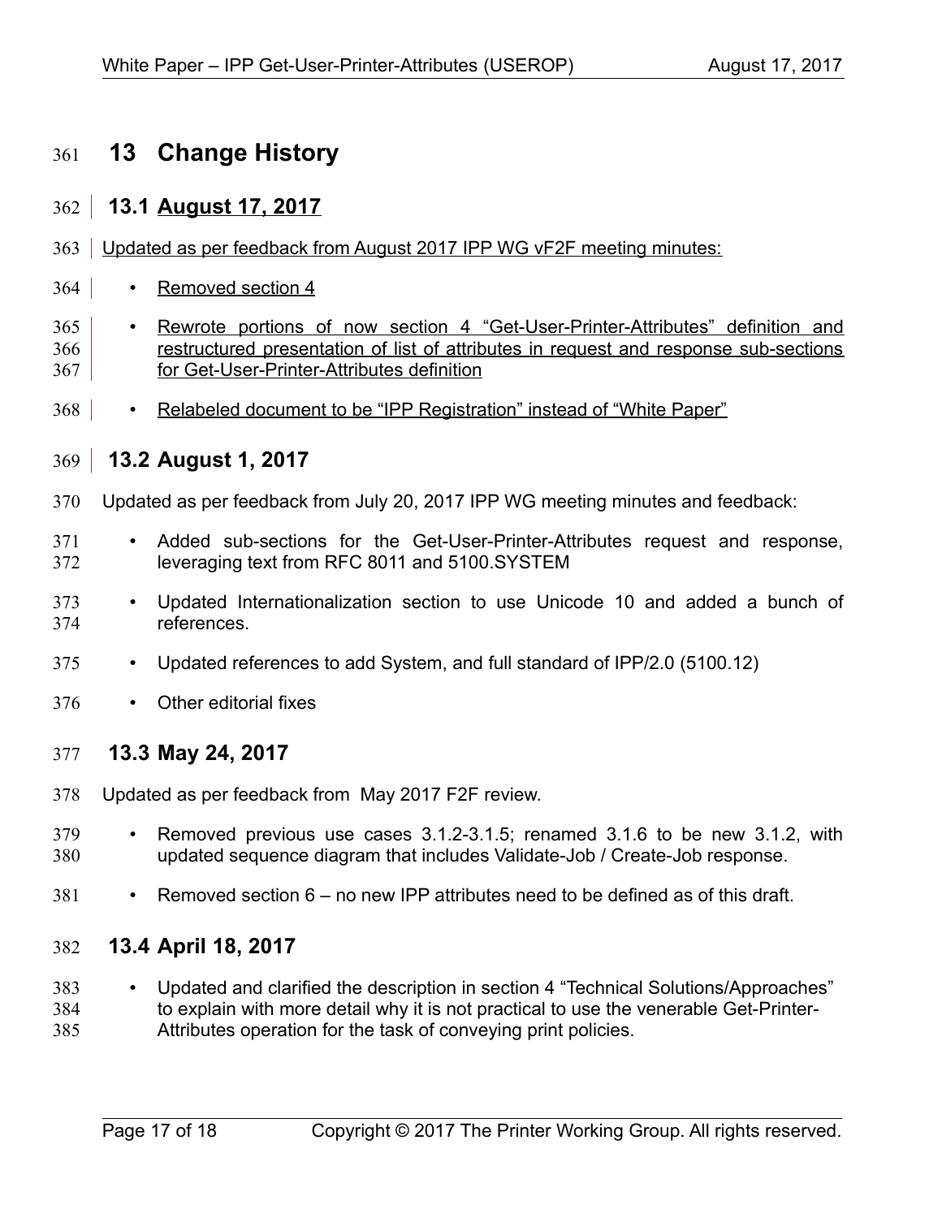# 13 Change History

## 13.1 August 17, 2017

Updated as per feedback from August 2017 IPP WG vF2F meeting minutes:

- Removed section 4
- Rewrote portions of now section 4 “Get-User-Printer-Attributes” definition and restructured presentation of list of attributes in request and response sub-sections for Get-User-Printer-Attributes definition
- Relabeled document to be “IPP Registration” instead of “White Paper”

## 13.2 August 1, 2017

Updated as per feedback from July 20, 2017 IPP WG meeting minutes and feedback:

- Added sub-sections for the Get-User-Printer-Attributes request and response, leveraging text from RFC 8011 and 5100.SYSTEM
- Updated Internationalization section to use Unicode 10 and added a bunch of references.
- Updated references to add System, and full standard of IPP/2.0 (5100.12)
- Other editorial fixes

## 13.3 May 24, 2017

Updated as per feedback from May 2017 F2F review.

- Removed previous use cases 3.1.2-3.1.5; renamed 3.1.6 to be new 3.1.2, with updated sequence diagram that includes Validate-Job / Create-Job response.
- Removed section 6 – no new IPP attributes need to be defined as of this draft.

## 13.4 April 18, 2017

- Updated and clarified the description in section 4 “Technical Solutions/Approaches” to explain with more detail why it is not practical to use the venerable Get-Printer-Attributes operation for the task of conveying print policies.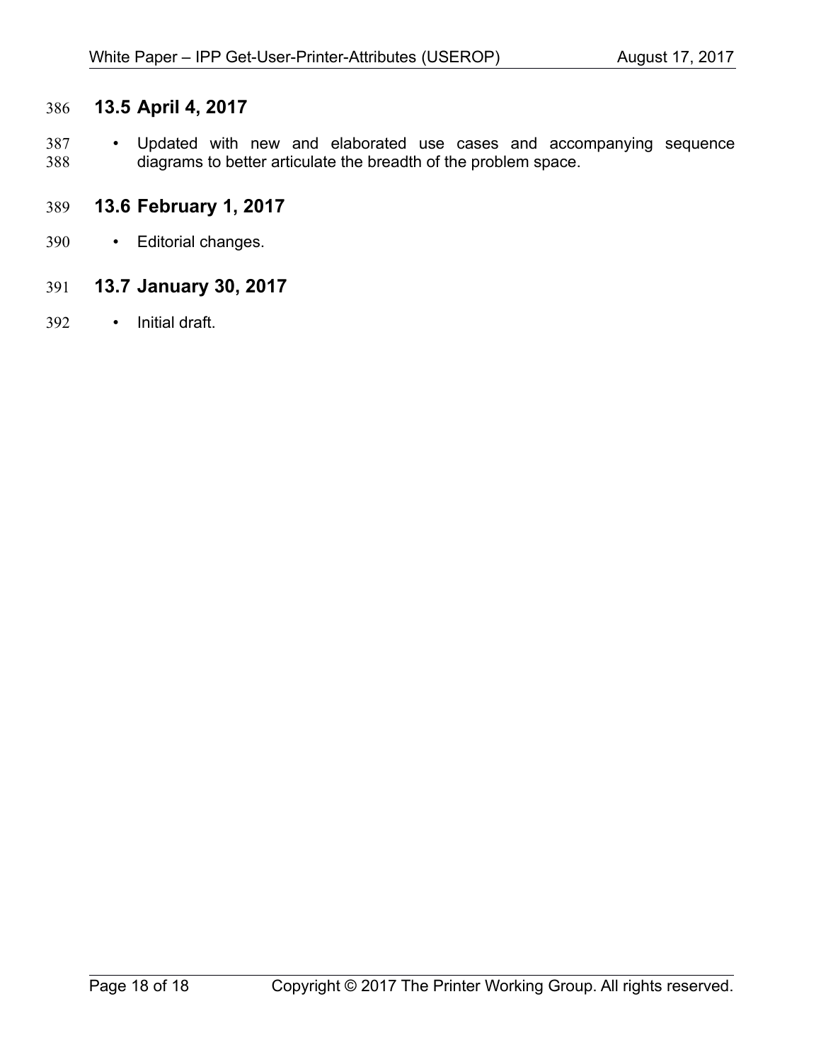## 13.5 April 4, 2017

- Updated with new and elaborated use cases and accompanying sequence diagrams to better articulate the breadth of the problem space.

## 13.6 February 1, 2017

- Editorial changes.

## 13.7 January 30, 2017

- Initial draft.